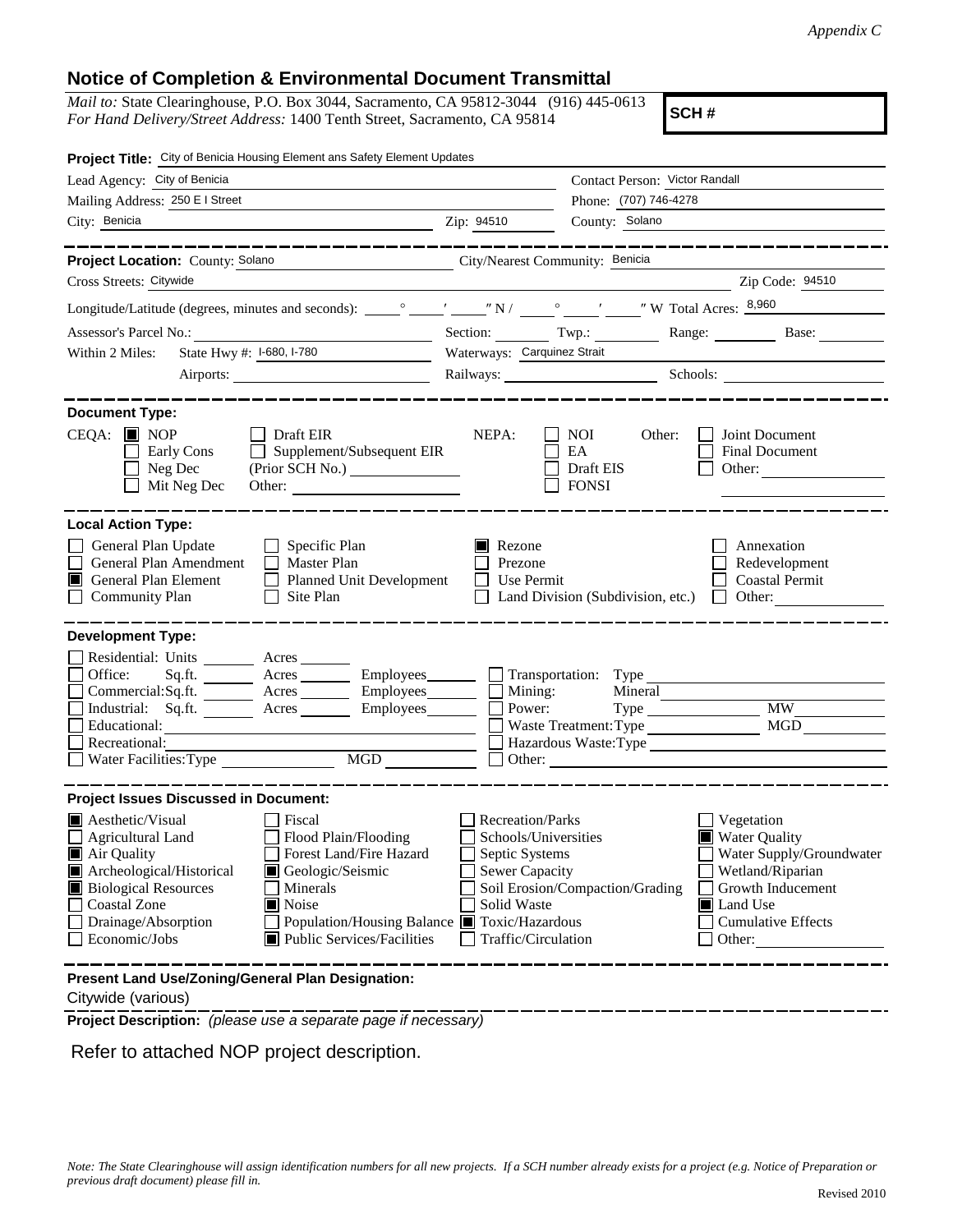*Appendix C*

## Notice of Completion & Environmental Document Transmittal

*Mail to:* State Clearinghouse, P.O. Box 3044, Sacramento, CA 95812-3044 (916) 445-0613
*For Hand Delivery/Street Address:* 1400 Tenth Street, Sacramento, CA 95814

**SCH #**

**Project Title:** City of Benicia Housing Element ans Safety Element Updates

Lead Agency: City of Benicia
Contact Person: Victor Randall
Mailing Address: 250 E I Street
Phone: (707) 746-4278
City: Benicia
Zip: 94510
County: Solano

---

**Project Location:** County: Solano
City/Nearest Community: Benicia
Cross Streets: Citywide
Zip Code: 94510
Longitude/Latitude (degrees, minutes and seconds): ___° ___′ ___″ N / ___° ___′ ___″ W Total Acres: 8,960
Assessor's Parcel No.: ______ Section: ______ Twp.: ______ Range: ______ Base: ______
Within 2 Miles: State Hwy #: I-680, I-780 Waterways: Carquinez Strait
Airports: ______ Railways: ______ Schools: ______

---

**Document Type:**

CEQA: ■ NOP ☐ Draft EIR ☐ Early Cons ☐ Supplement/Subsequent EIR ☐ Neg Dec (Prior SCH No.) ______ ☐ Mit Neg Dec Other: ______

NEPA: ☐ NOI ☐ EA ☐ Draft EIS ☐ FONSI

Other: ☐ Joint Document ☐ Final Document ☐ Other: ______

---

**Local Action Type:**

☐ General Plan Update ☐ General Plan Amendment ■ General Plan Element ☐ Community Plan
☐ Specific Plan ☐ Master Plan ☐ Planned Unit Development ☐ Site Plan
■ Rezone ☐ Prezone ☐ Use Permit ☐ Land Division (Subdivision, etc.)
☐ Annexation ☐ Redevelopment ☐ Coastal Permit ☐ Other: ______

---

**Development Type:**

☐ Residential: Units ______ Acres ______
☐ Office: Sq.ft. ______ Acres ______ Employees ______
☐ Commercial: Sq.ft. ______ Acres ______ Employees ______
☐ Industrial: Sq.ft. ______ Acres ______ Employees ______
☐ Educational: ______
☐ Recreational: ______
☐ Water Facilities: Type ______ MGD ______
☐ Transportation: Type ______
☐ Mining: Mineral ______
☐ Power: Type ______ MW ______
☐ Waste Treatment: Type ______ MGD ______
☐ Hazardous Waste: Type ______
☐ Other: ______

---

**Project Issues Discussed in Document:**

■ Aesthetic/Visual ☐ Agricultural Land ■ Air Quality ■ Archeological/Historical ■ Biological Resources ☐ Coastal Zone ☐ Drainage/Absorption ☐ Economic/Jobs
☐ Fiscal ☐ Flood Plain/Flooding ☐ Forest Land/Fire Hazard ■ Geologic/Seismic ☐ Minerals ■ Noise ☐ Population/Housing Balance ■ Public Services/Facilities
☐ Recreation/Parks ☐ Schools/Universities ☐ Septic Systems ☐ Sewer Capacity ☐ Soil Erosion/Compaction/Grading ☐ Solid Waste ■ Toxic/Hazardous ☐ Traffic/Circulation
☐ Vegetation ■ Water Quality ☐ Water Supply/Groundwater ☐ Wetland/Riparian ☐ Growth Inducement ■ Land Use ☐ Cumulative Effects ☐ Other: ______

---

**Present Land Use/Zoning/General Plan Designation:**

Citywide (various)

**Project Description:** *(please use a separate page if necessary)*

Refer to attached NOP project description.

*Note: The State Clearinghouse will assign identification numbers for all new projects. If a SCH number already exists for a project (e.g. Notice of Preparation or previous draft document) please fill in.*

Revised 2010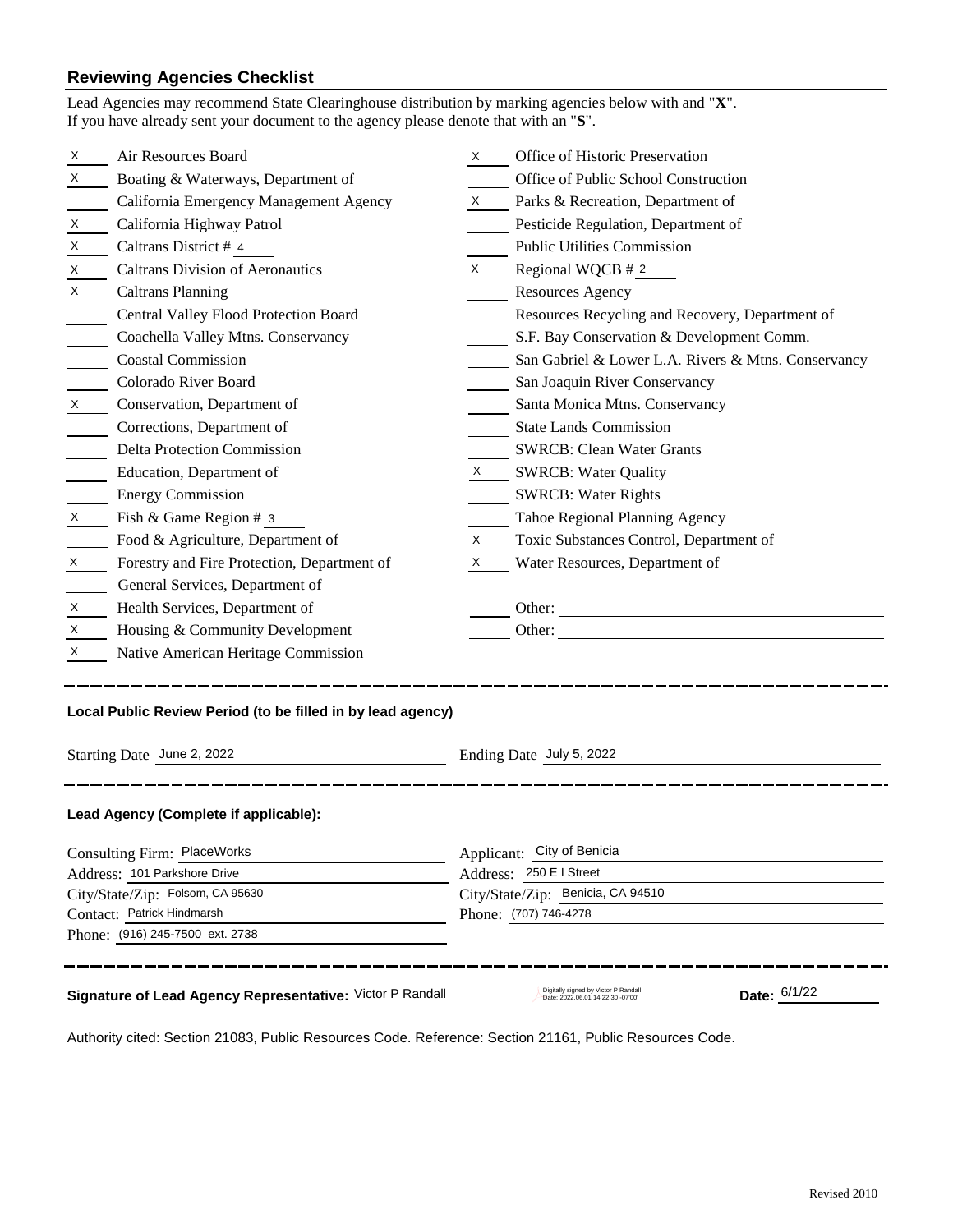## Reviewing Agencies Checklist

Lead Agencies may recommend State Clearinghouse distribution by marking agencies below with and "**X**".
If you have already sent your document to the agency please denote that with an "**S**".

| | | | |
|---|---|---|---|
| X | Air Resources Board | X | Office of Historic Preservation |
| X | Boating & Waterways, Department of | | Office of Public School Construction |
| | California Emergency Management Agency | X | Parks & Recreation, Department of |
| X | California Highway Patrol | | Pesticide Regulation, Department of |
| X | Caltrans District # 4 | | Public Utilities Commission |
| X | Caltrans Division of Aeronautics | X | Regional WQCB # 2 |
| X | Caltrans Planning | | Resources Agency |
| | Central Valley Flood Protection Board | | Resources Recycling and Recovery, Department of |
| | Coachella Valley Mtns. Conservancy | | S.F. Bay Conservation & Development Comm. |
| | Coastal Commission | | San Gabriel & Lower L.A. Rivers & Mtns. Conservancy |
| | Colorado River Board | | San Joaquin River Conservancy |
| X | Conservation, Department of | | Santa Monica Mtns. Conservancy |
| | Corrections, Department of | | State Lands Commission |
| | Delta Protection Commission | | SWRCB: Clean Water Grants |
| | Education, Department of | X | SWRCB: Water Quality |
| | Energy Commission | | SWRCB: Water Rights |
| X | Fish & Game Region # 3 | | Tahoe Regional Planning Agency |
| | Food & Agriculture, Department of | X | Toxic Substances Control, Department of |
| X | Forestry and Fire Protection, Department of | X | Water Resources, Department of |
| | General Services, Department of | | |
| X | Health Services, Department of | | Other: |
| X | Housing & Community Development | | Other: |
| X | Native American Heritage Commission | | |

---

**Local Public Review Period (to be filled in by lead agency)**

Starting Date June 2, 2022 Ending Date July 5, 2022

---

**Lead Agency (Complete if applicable):**

Consulting Firm: PlaceWorks
Address: 101 Parkshore Drive
City/State/Zip: Folsom, CA 95630
Contact: Patrick Hindmarsh
Phone: (916) 245-7500 ext. 2738

Applicant: City of Benicia
Address: 250 E I Street
City/State/Zip: Benicia, CA 94510
Phone: (707) 746-4278

---

**Signature of Lead Agency Representative:** Victor P Randall Digitally signed by Victor P Randall Date: 2022.06.01 14:22:30 -07'00' **Date:** 6/1/22

Authority cited: Section 21083, Public Resources Code. Reference: Section 21161, Public Resources Code.

Revised 2010